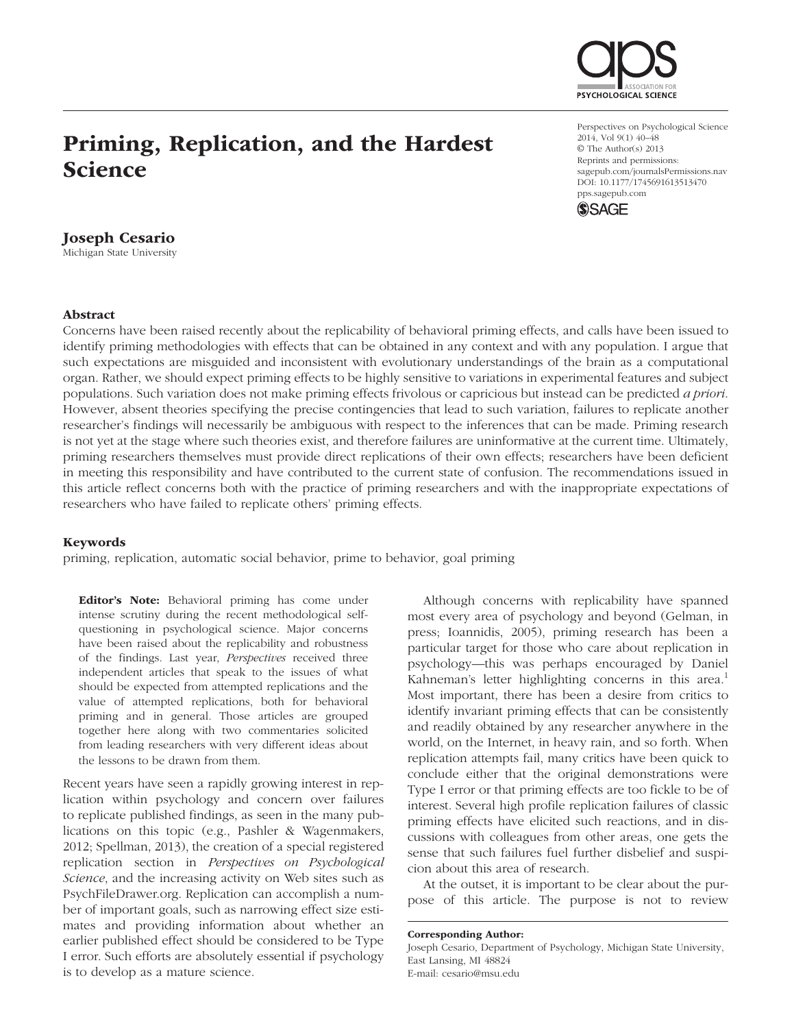# Priming, Replication, and the Hardest Science

Perspectives on Psychological Science
2014, Vol 9(1) 40–48
© The Author(s) 2013
Reprints and permissions:
sagepub.com/journalsPermissions.nav
DOI: 10.1177/1745691613513470
pps.sagepub.com

**Joseph Cesario**
Michigan State University

## Abstract

Concerns have been raised recently about the replicability of behavioral priming effects, and calls have been issued to identify priming methodologies with effects that can be obtained in any context and with any population. I argue that such expectations are misguided and inconsistent with evolutionary understandings of the brain as a computational organ. Rather, we should expect priming effects to be highly sensitive to variations in experimental features and subject populations. Such variation does not make priming effects frivolous or capricious but instead can be predicted *a priori*. However, absent theories specifying the precise contingencies that lead to such variation, failures to replicate another researcher's findings will necessarily be ambiguous with respect to the inferences that can be made. Priming research is not yet at the stage where such theories exist, and therefore failures are uninformative at the current time. Ultimately, priming researchers themselves must provide direct replications of their own effects; researchers have been deficient in meeting this responsibility and have contributed to the current state of confusion. The recommendations issued in this article reflect concerns both with the practice of priming researchers and with the inappropriate expectations of researchers who have failed to replicate others' priming effects.

### Keywords

priming, replication, automatic social behavior, prime to behavior, goal priming

**Editor's Note:** Behavioral priming has come under intense scrutiny during the recent methodological self-questioning in psychological science. Major concerns have been raised about the replicability and robustness of the findings. Last year, *Perspectives* received three independent articles that speak to the issues of what should be expected from attempted replications and the value of attempted replications, both for behavioral priming and in general. Those articles are grouped together here along with two commentaries solicited from leading researchers with very different ideas about the lessons to be drawn from them.

Recent years have seen a rapidly growing interest in replication within psychology and concern over failures to replicate published findings, as seen in the many publications on this topic (e.g., Pashler & Wagenmakers, 2012; Spellman, 2013), the creation of a special registered replication section in *Perspectives on Psychological Science*, and the increasing activity on Web sites such as PsychFileDrawer.org. Replication can accomplish a number of important goals, such as narrowing effect size estimates and providing information about whether an earlier published effect should be considered to be Type I error. Such efforts are absolutely essential if psychology is to develop as a mature science.

Although concerns with replicability have spanned most every area of psychology and beyond (Gelman, in press; Ioannidis, 2005), priming research has been a particular target for those who care about replication in psychology—this was perhaps encouraged by Daniel Kahneman's letter highlighting concerns in this area.[1] Most important, there has been a desire from critics to identify invariant priming effects that can be consistently and readily obtained by any researcher anywhere in the world, on the Internet, in heavy rain, and so forth. When replication attempts fail, many critics have been quick to conclude either that the original demonstrations were Type I error or that priming effects are too fickle to be of interest. Several high profile replication failures of classic priming effects have elicited such reactions, and in discussions with colleagues from other areas, one gets the sense that such failures fuel further disbelief and suspicion about this area of research.

At the outset, it is important to be clear about the purpose of this article. The purpose is not to review

**Corresponding Author:**
Joseph Cesario, Department of Psychology, Michigan State University, East Lansing, MI 48824
E-mail: cesario@msu.edu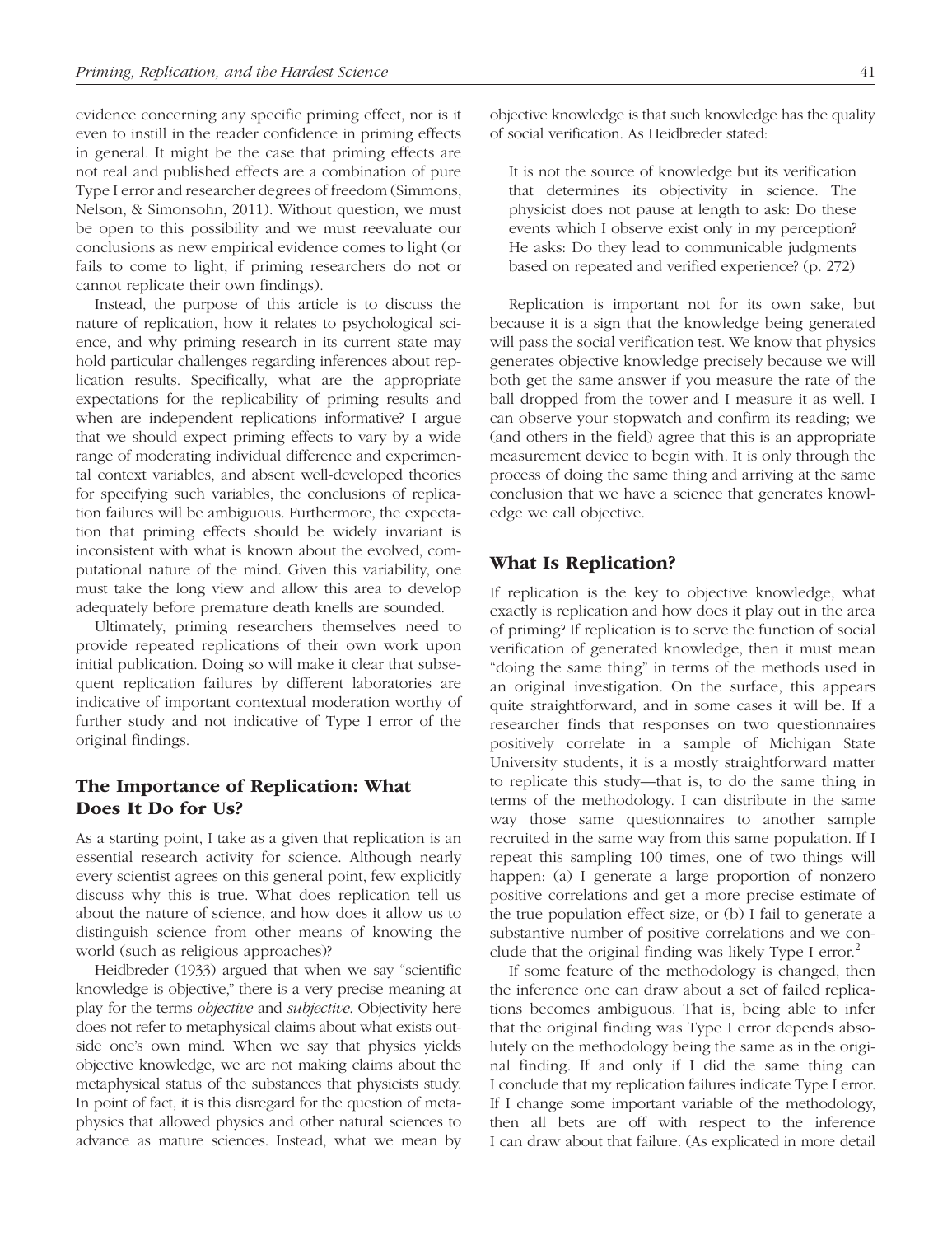evidence concerning any specific priming effect, nor is it even to instill in the reader confidence in priming effects in general. It might be the case that priming effects are not real and published effects are a combination of pure Type I error and researcher degrees of freedom (Simmons, Nelson, & Simonsohn, 2011). Without question, we must be open to this possibility and we must reevaluate our conclusions as new empirical evidence comes to light (or fails to come to light, if priming researchers do not or cannot replicate their own findings).

Instead, the purpose of this article is to discuss the nature of replication, how it relates to psychological science, and why priming research in its current state may hold particular challenges regarding inferences about replication results. Specifically, what are the appropriate expectations for the replicability of priming results and when are independent replications informative? I argue that we should expect priming effects to vary by a wide range of moderating individual difference and experimental context variables, and absent well-developed theories for specifying such variables, the conclusions of replication failures will be ambiguous. Furthermore, the expectation that priming effects should be widely invariant is inconsistent with what is known about the evolved, computational nature of the mind. Given this variability, one must take the long view and allow this area to develop adequately before premature death knells are sounded.

Ultimately, priming researchers themselves need to provide repeated replications of their own work upon initial publication. Doing so will make it clear that subsequent replication failures by different laboratories are indicative of important contextual moderation worthy of further study and not indicative of Type I error of the original findings.

## The Importance of Replication: What Does It Do for Us?

As a starting point, I take as a given that replication is an essential research activity for science. Although nearly every scientist agrees on this general point, few explicitly discuss why this is true. What does replication tell us about the nature of science, and how does it allow us to distinguish science from other means of knowing the world (such as religious approaches)?

Heidbreder (1933) argued that when we say "scientific knowledge is objective," there is a very precise meaning at play for the terms *objective* and *subjective*. Objectivity here does not refer to metaphysical claims about what exists outside one's own mind. When we say that physics yields objective knowledge, we are not making claims about the metaphysical status of the substances that physicists study. In point of fact, it is this disregard for the question of metaphysics that allowed physics and other natural sciences to advance as mature sciences. Instead, what we mean by objective knowledge is that such knowledge has the quality of social verification. As Heidbreder stated:

> It is not the source of knowledge but its verification that determines its objectivity in science. The physicist does not pause at length to ask: Do these events which I observe exist only in my perception? He asks: Do they lead to communicable judgments based on repeated and verified experience? (p. 272)

Replication is important not for its own sake, but because it is a sign that the knowledge being generated will pass the social verification test. We know that physics generates objective knowledge precisely because we will both get the same answer if you measure the rate of the ball dropped from the tower and I measure it as well. I can observe your stopwatch and confirm its reading; we (and others in the field) agree that this is an appropriate measurement device to begin with. It is only through the process of doing the same thing and arriving at the same conclusion that we have a science that generates knowledge we call objective.

## What Is Replication?

If replication is the key to objective knowledge, what exactly is replication and how does it play out in the area of priming? If replication is to serve the function of social verification of generated knowledge, then it must mean "doing the same thing" in terms of the methods used in an original investigation. On the surface, this appears quite straightforward, and in some cases it will be. If a researcher finds that responses on two questionnaires positively correlate in a sample of Michigan State University students, it is a mostly straightforward matter to replicate this study—that is, to do the same thing in terms of the methodology. I can distribute in the same way those same questionnaires to another sample recruited in the same way from this same population. If I repeat this sampling 100 times, one of two things will happen: (a) I generate a large proportion of nonzero positive correlations and get a more precise estimate of the true population effect size, or (b) I fail to generate a substantive number of positive correlations and we conclude that the original finding was likely Type I error.[2]

If some feature of the methodology is changed, then the inference one can draw about a set of failed replications becomes ambiguous. That is, being able to infer that the original finding was Type I error depends absolutely on the methodology being the same as in the original finding. If and only if I did the same thing can I conclude that my replication failures indicate Type I error. If I change some important variable of the methodology, then all bets are off with respect to the inference I can draw about that failure. (As explicated in more detail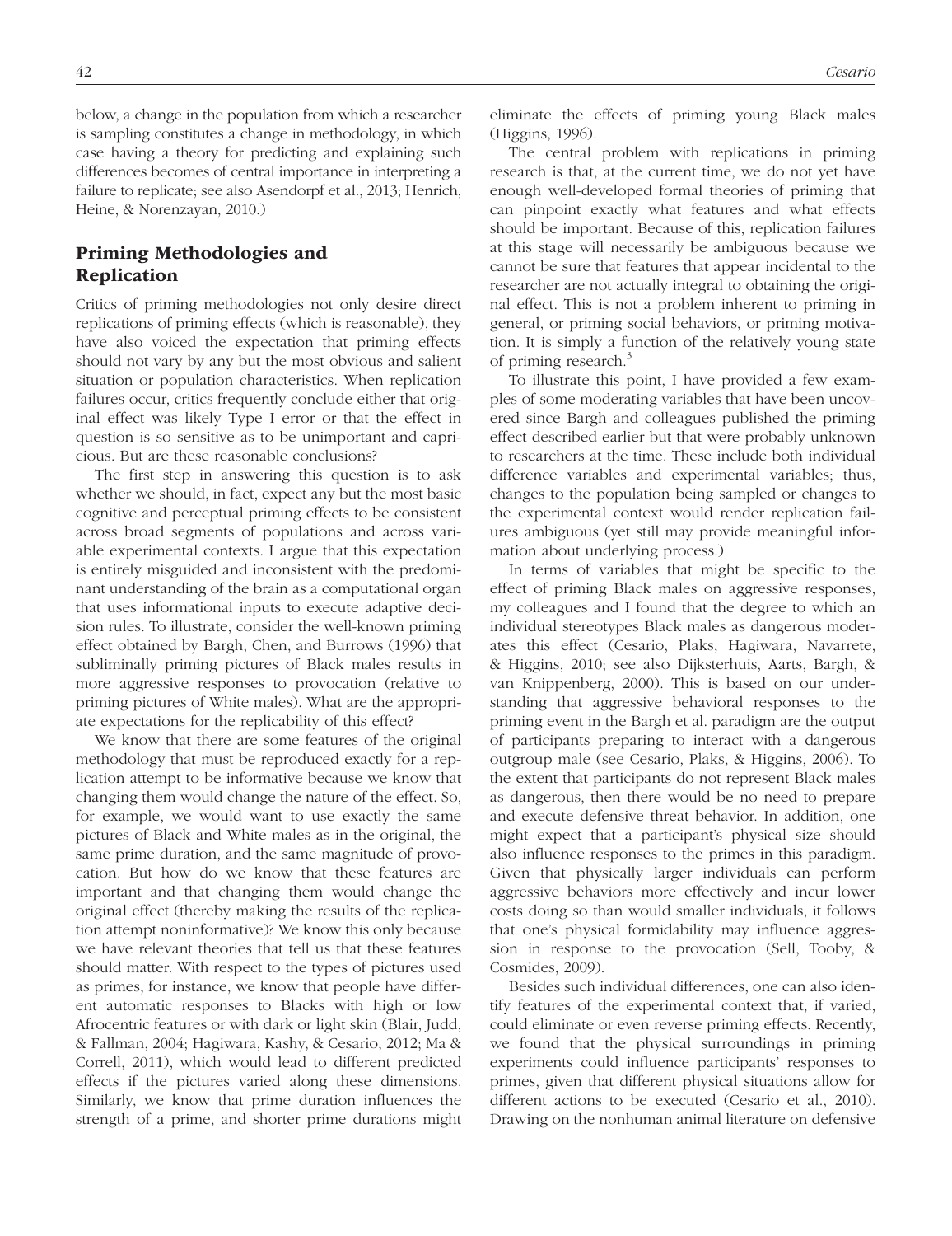below, a change in the population from which a researcher is sampling constitutes a change in methodology, in which case having a theory for predicting and explaining such differences becomes of central importance in interpreting a failure to replicate; see also Asendorpf et al., 2013; Henrich, Heine, & Norenzayan, 2010.)

## Priming Methodologies and Replication

Critics of priming methodologies not only desire direct replications of priming effects (which is reasonable), they have also voiced the expectation that priming effects should not vary by any but the most obvious and salient situation or population characteristics. When replication failures occur, critics frequently conclude either that original effect was likely Type I error or that the effect in question is so sensitive as to be unimportant and capricious. But are these reasonable conclusions?

The first step in answering this question is to ask whether we should, in fact, expect any but the most basic cognitive and perceptual priming effects to be consistent across broad segments of populations and across variable experimental contexts. I argue that this expectation is entirely misguided and inconsistent with the predominant understanding of the brain as a computational organ that uses informational inputs to execute adaptive decision rules. To illustrate, consider the well-known priming effect obtained by Bargh, Chen, and Burrows (1996) that subliminally priming pictures of Black males results in more aggressive responses to provocation (relative to priming pictures of White males). What are the appropriate expectations for the replicability of this effect?

We know that there are some features of the original methodology that must be reproduced exactly for a replication attempt to be informative because we know that changing them would change the nature of the effect. So, for example, we would want to use exactly the same pictures of Black and White males as in the original, the same prime duration, and the same magnitude of provocation. But how do we know that these features are important and that changing them would change the original effect (thereby making the results of the replication attempt noninformative)? We know this only because we have relevant theories that tell us that these features should matter. With respect to the types of pictures used as primes, for instance, we know that people have different automatic responses to Blacks with high or low Afrocentric features or with dark or light skin (Blair, Judd, & Fallman, 2004; Hagiwara, Kashy, & Cesario, 2012; Ma & Correll, 2011), which would lead to different predicted effects if the pictures varied along these dimensions. Similarly, we know that prime duration influences the strength of a prime, and shorter prime durations might eliminate the effects of priming young Black males (Higgins, 1996).

The central problem with replications in priming research is that, at the current time, we do not yet have enough well-developed formal theories of priming that can pinpoint exactly what features and what effects should be important. Because of this, replication failures at this stage will necessarily be ambiguous because we cannot be sure that features that appear incidental to the researcher are not actually integral to obtaining the original effect. This is not a problem inherent to priming in general, or priming social behaviors, or priming motivation. It is simply a function of the relatively young state of priming research.[3]

To illustrate this point, I have provided a few examples of some moderating variables that have been uncovered since Bargh and colleagues published the priming effect described earlier but that were probably unknown to researchers at the time. These include both individual difference variables and experimental variables; thus, changes to the population being sampled or changes to the experimental context would render replication failures ambiguous (yet still may provide meaningful information about underlying process.)

In terms of variables that might be specific to the effect of priming Black males on aggressive responses, my colleagues and I found that the degree to which an individual stereotypes Black males as dangerous moderates this effect (Cesario, Plaks, Hagiwara, Navarrete, & Higgins, 2010; see also Dijksterhuis, Aarts, Bargh, & van Knippenberg, 2000). This is based on our understanding that aggressive behavioral responses to the priming event in the Bargh et al. paradigm are the output of participants preparing to interact with a dangerous outgroup male (see Cesario, Plaks, & Higgins, 2006). To the extent that participants do not represent Black males as dangerous, then there would be no need to prepare and execute defensive threat behavior. In addition, one might expect that a participant's physical size should also influence responses to the primes in this paradigm. Given that physically larger individuals can perform aggressive behaviors more effectively and incur lower costs doing so than would smaller individuals, it follows that one's physical formidability may influence aggression in response to the provocation (Sell, Tooby, & Cosmides, 2009).

Besides such individual differences, one can also identify features of the experimental context that, if varied, could eliminate or even reverse priming effects. Recently, we found that the physical surroundings in priming experiments could influence participants' responses to primes, given that different physical situations allow for different actions to be executed (Cesario et al., 2010). Drawing on the nonhuman animal literature on defensive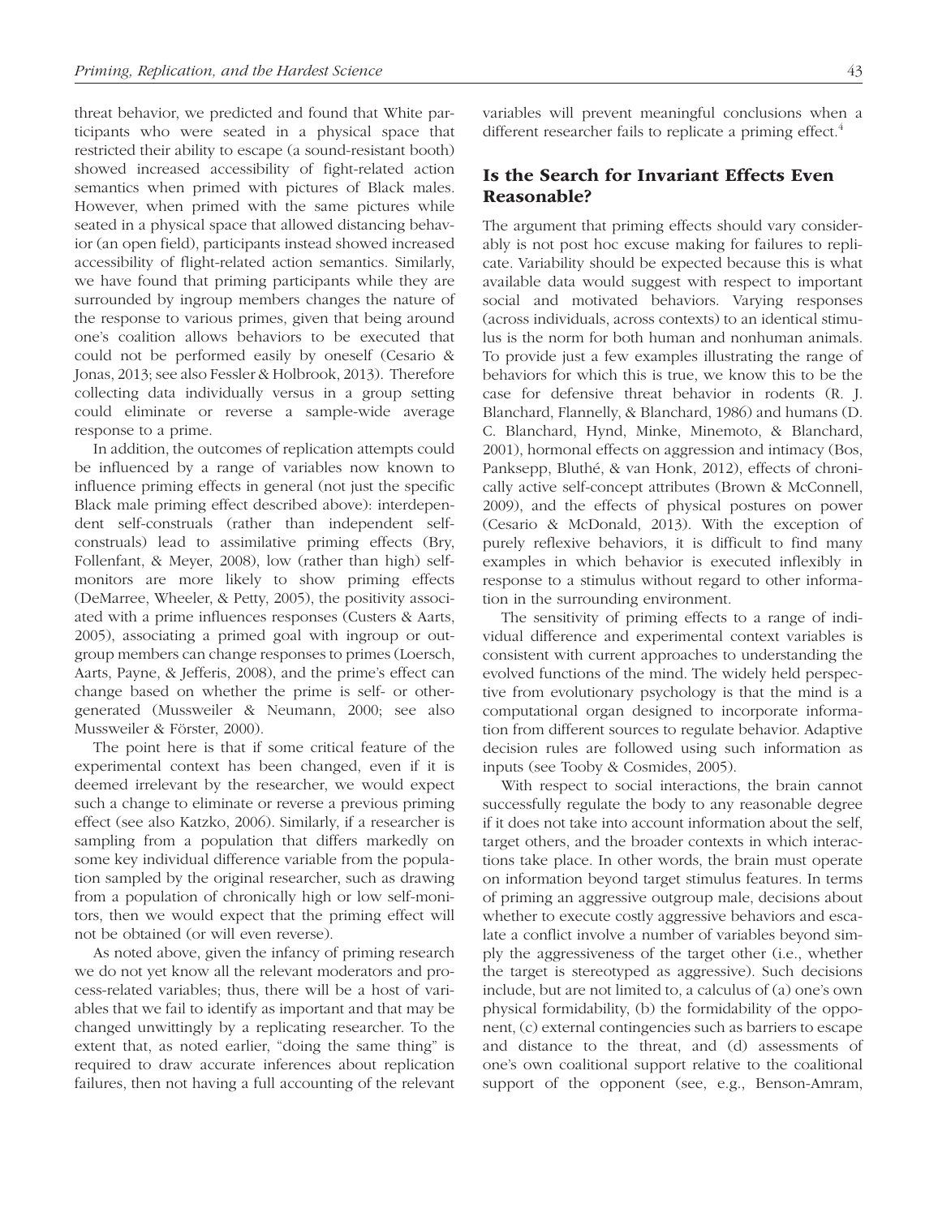threat behavior, we predicted and found that White participants who were seated in a physical space that restricted their ability to escape (a sound-resistant booth) showed increased accessibility of fight-related action semantics when primed with pictures of Black males. However, when primed with the same pictures while seated in a physical space that allowed distancing behavior (an open field), participants instead showed increased accessibility of flight-related action semantics. Similarly, we have found that priming participants while they are surrounded by ingroup members changes the nature of the response to various primes, given that being around one's coalition allows behaviors to be executed that could not be performed easily by oneself (Cesario & Jonas, 2013; see also Fessler & Holbrook, 2013). Therefore collecting data individually versus in a group setting could eliminate or reverse a sample-wide average response to a prime.

In addition, the outcomes of replication attempts could be influenced by a range of variables now known to influence priming effects in general (not just the specific Black male priming effect described above): interdependent self-construals (rather than independent self-construals) lead to assimilative priming effects (Bry, Follenfant, & Meyer, 2008), low (rather than high) self-monitors are more likely to show priming effects (DeMarree, Wheeler, & Petty, 2005), the positivity associated with a prime influences responses (Custers & Aarts, 2005), associating a primed goal with ingroup or outgroup members can change responses to primes (Loersch, Aarts, Payne, & Jefferis, 2008), and the prime's effect can change based on whether the prime is self- or other-generated (Mussweiler & Neumann, 2000; see also Mussweiler & Förster, 2000).

The point here is that if some critical feature of the experimental context has been changed, even if it is deemed irrelevant by the researcher, we would expect such a change to eliminate or reverse a previous priming effect (see also Katzko, 2006). Similarly, if a researcher is sampling from a population that differs markedly on some key individual difference variable from the population sampled by the original researcher, such as drawing from a population of chronically high or low self-monitors, then we would expect that the priming effect will not be obtained (or will even reverse).

As noted above, given the infancy of priming research we do not yet know all the relevant moderators and process-related variables; thus, there will be a host of variables that we fail to identify as important and that may be changed unwittingly by a replicating researcher. To the extent that, as noted earlier, "doing the same thing" is required to draw accurate inferences about replication failures, then not having a full accounting of the relevant variables will prevent meaningful conclusions when a different researcher fails to replicate a priming effect.[4]

## Is the Search for Invariant Effects Even Reasonable?

The argument that priming effects should vary considerably is not post hoc excuse making for failures to replicate. Variability should be expected because this is what available data would suggest with respect to important social and motivated behaviors. Varying responses (across individuals, across contexts) to an identical stimulus is the norm for both human and nonhuman animals. To provide just a few examples illustrating the range of behaviors for which this is true, we know this to be the case for defensive threat behavior in rodents (R. J. Blanchard, Flannelly, & Blanchard, 1986) and humans (D. C. Blanchard, Hynd, Minke, Minemoto, & Blanchard, 2001), hormonal effects on aggression and intimacy (Bos, Panksepp, Bluthé, & van Honk, 2012), effects of chronically active self-concept attributes (Brown & McConnell, 2009), and the effects of physical postures on power (Cesario & McDonald, 2013). With the exception of purely reflexive behaviors, it is difficult to find many examples in which behavior is executed inflexibly in response to a stimulus without regard to other information in the surrounding environment.

The sensitivity of priming effects to a range of individual difference and experimental context variables is consistent with current approaches to understanding the evolved functions of the mind. The widely held perspective from evolutionary psychology is that the mind is a computational organ designed to incorporate information from different sources to regulate behavior. Adaptive decision rules are followed using such information as inputs (see Tooby & Cosmides, 2005).

With respect to social interactions, the brain cannot successfully regulate the body to any reasonable degree if it does not take into account information about the self, target others, and the broader contexts in which interactions take place. In other words, the brain must operate on information beyond target stimulus features. In terms of priming an aggressive outgroup male, decisions about whether to execute costly aggressive behaviors and escalate a conflict involve a number of variables beyond simply the aggressiveness of the target other (i.e., whether the target is stereotyped as aggressive). Such decisions include, but are not limited to, a calculus of (a) one's own physical formidability, (b) the formidability of the opponent, (c) external contingencies such as barriers to escape and distance to the threat, and (d) assessments of one's own coalitional support relative to the coalitional support of the opponent (see, e.g., Benson-Amram,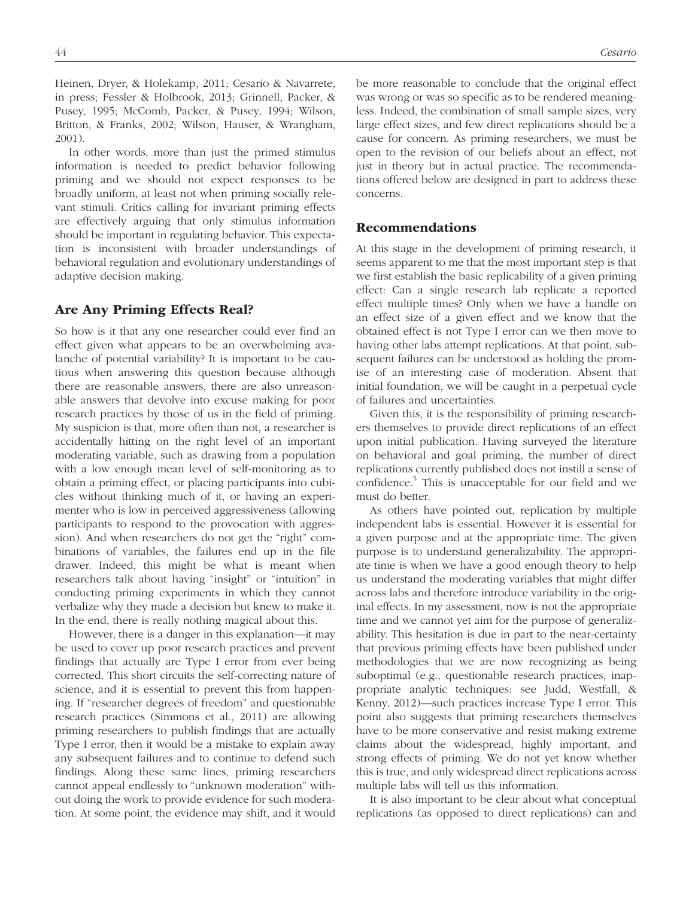Heinen, Dryer, & Holekamp, 2011; Cesario & Navarrete, in press; Fessler & Holbrook, 2013; Grinnell, Packer, & Pusey, 1995; McComb, Packer, & Pusey, 1994; Wilson, Britton, & Franks, 2002; Wilson, Hauser, & Wrangham, 2001).

In other words, more than just the primed stimulus information is needed to predict behavior following priming and we should not expect responses to be broadly uniform, at least not when priming socially relevant stimuli. Critics calling for invariant priming effects are effectively arguing that only stimulus information should be important in regulating behavior. This expectation is inconsistent with broader understandings of behavioral regulation and evolutionary understandings of adaptive decision making.

## Are Any Priming Effects Real?

So how is it that any one researcher could ever find an effect given what appears to be an overwhelming avalanche of potential variability? It is important to be cautious when answering this question because although there are reasonable answers, there are also unreasonable answers that devolve into excuse making for poor research practices by those of us in the field of priming. My suspicion is that, more often than not, a researcher is accidentally hitting on the right level of an important moderating variable, such as drawing from a population with a low enough mean level of self-monitoring as to obtain a priming effect, or placing participants into cubicles without thinking much of it, or having an experimenter who is low in perceived aggressiveness (allowing participants to respond to the provocation with aggression). And when researchers do not get the "right" combinations of variables, the failures end up in the file drawer. Indeed, this might be what is meant when researchers talk about having "insight" or "intuition" in conducting priming experiments in which they cannot verbalize why they made a decision but knew to make it. In the end, there is really nothing magical about this.

However, there is a danger in this explanation—it may be used to cover up poor research practices and prevent findings that actually are Type I error from ever being corrected. This short circuits the self-correcting nature of science, and it is essential to prevent this from happening. If "researcher degrees of freedom" and questionable research practices (Simmons et al., 2011) are allowing priming researchers to publish findings that are actually Type I error, then it would be a mistake to explain away any subsequent failures and to continue to defend such findings. Along these same lines, priming researchers cannot appeal endlessly to "unknown moderation" without doing the work to provide evidence for such moderation. At some point, the evidence may shift, and it would be more reasonable to conclude that the original effect was wrong or was so specific as to be rendered meaningless. Indeed, the combination of small sample sizes, very large effect sizes, and few direct replications should be a cause for concern. As priming researchers, we must be open to the revision of our beliefs about an effect, not just in theory but in actual practice. The recommendations offered below are designed in part to address these concerns.

## Recommendations

At this stage in the development of priming research, it seems apparent to me that the most important step is that we first establish the basic replicability of a given priming effect: Can a single research lab replicate a reported effect multiple times? Only when we have a handle on an effect size of a given effect and we know that the obtained effect is not Type I error can we then move to having other labs attempt replications. At that point, subsequent failures can be understood as holding the promise of an interesting case of moderation. Absent that initial foundation, we will be caught in a perpetual cycle of failures and uncertainties.

Given this, it is the responsibility of priming researchers themselves to provide direct replications of an effect upon initial publication. Having surveyed the literature on behavioral and goal priming, the number of direct replications currently published does not instill a sense of confidence.[5] This is unacceptable for our field and we must do better.

As others have pointed out, replication by multiple independent labs is essential. However it is essential for a given purpose and at the appropriate time. The given purpose is to understand generalizability. The appropriate time is when we have a good enough theory to help us understand the moderating variables that might differ across labs and therefore introduce variability in the original effects. In my assessment, now is not the appropriate time and we cannot yet aim for the purpose of generalizability. This hesitation is due in part to the near-certainty that previous priming effects have been published under methodologies that we are now recognizing as being suboptimal (e.g., questionable research practices, inappropriate analytic techniques: see Judd, Westfall, & Kenny, 2012)—such practices increase Type I error. This point also suggests that priming researchers themselves have to be more conservative and resist making extreme claims about the widespread, highly important, and strong effects of priming. We do not yet know whether this is true, and only widespread direct replications across multiple labs will tell us this information.

It is also important to be clear about what conceptual replications (as opposed to direct replications) can and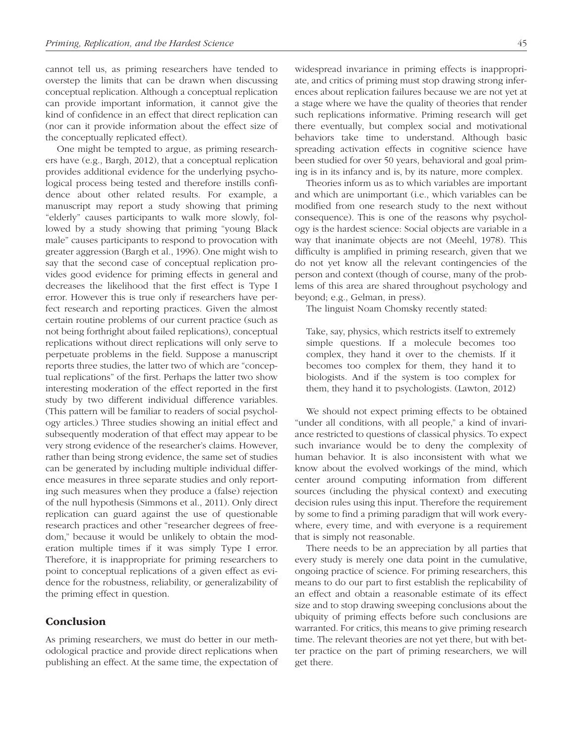cannot tell us, as priming researchers have tended to overstep the limits that can be drawn when discussing conceptual replication. Although a conceptual replication can provide important information, it cannot give the kind of confidence in an effect that direct replication can (nor can it provide information about the effect size of the conceptually replicated effect).

One might be tempted to argue, as priming researchers have (e.g., Bargh, 2012), that a conceptual replication provides additional evidence for the underlying psychological process being tested and therefore instills confidence about other related results. For example, a manuscript may report a study showing that priming "elderly" causes participants to walk more slowly, followed by a study showing that priming "young Black male" causes participants to respond to provocation with greater aggression (Bargh et al., 1996). One might wish to say that the second case of conceptual replication provides good evidence for priming effects in general and decreases the likelihood that the first effect is Type I error. However this is true only if researchers have perfect research and reporting practices. Given the almost certain routine problems of our current practice (such as not being forthright about failed replications), conceptual replications without direct replications will only serve to perpetuate problems in the field. Suppose a manuscript reports three studies, the latter two of which are "conceptual replications" of the first. Perhaps the latter two show interesting moderation of the effect reported in the first study by two different individual difference variables. (This pattern will be familiar to readers of social psychology articles.) Three studies showing an initial effect and subsequently moderation of that effect may appear to be very strong evidence of the researcher's claims. However, rather than being strong evidence, the same set of studies can be generated by including multiple individual difference measures in three separate studies and only reporting such measures when they produce a (false) rejection of the null hypothesis (Simmons et al., 2011). Only direct replication can guard against the use of questionable research practices and other "researcher degrees of freedom," because it would be unlikely to obtain the moderation multiple times if it was simply Type I error. Therefore, it is inappropriate for priming researchers to point to conceptual replications of a given effect as evidence for the robustness, reliability, or generalizability of the priming effect in question.

## Conclusion

As priming researchers, we must do better in our methodological practice and provide direct replications when publishing an effect. At the same time, the expectation of widespread invariance in priming effects is inappropriate, and critics of priming must stop drawing strong inferences about replication failures because we are not yet at a stage where we have the quality of theories that render such replications informative. Priming research will get there eventually, but complex social and motivational behaviors take time to understand. Although basic spreading activation effects in cognitive science have been studied for over 50 years, behavioral and goal priming is in its infancy and is, by its nature, more complex.

Theories inform us as to which variables are important and which are unimportant (i.e., which variables can be modified from one research study to the next without consequence). This is one of the reasons why psychology is the hardest science: Social objects are variable in a way that inanimate objects are not (Meehl, 1978). This difficulty is amplified in priming research, given that we do not yet know all the relevant contingencies of the person and context (though of course, many of the problems of this area are shared throughout psychology and beyond; e.g., Gelman, in press).

The linguist Noam Chomsky recently stated:

> Take, say, physics, which restricts itself to extremely simple questions. If a molecule becomes too complex, they hand it over to the chemists. If it becomes too complex for them, they hand it to biologists. And if the system is too complex for them, they hand it to psychologists. (Lawton, 2012)

We should not expect priming effects to be obtained "under all conditions, with all people," a kind of invariance restricted to questions of classical physics. To expect such invariance would be to deny the complexity of human behavior. It is also inconsistent with what we know about the evolved workings of the mind, which center around computing information from different sources (including the physical context) and executing decision rules using this input. Therefore the requirement by some to find a priming paradigm that will work everywhere, every time, and with everyone is a requirement that is simply not reasonable.

There needs to be an appreciation by all parties that every study is merely one data point in the cumulative, ongoing practice of science. For priming researchers, this means to do our part to first establish the replicability of an effect and obtain a reasonable estimate of its effect size and to stop drawing sweeping conclusions about the ubiquity of priming effects before such conclusions are warranted. For critics, this means to give priming research time. The relevant theories are not yet there, but with better practice on the part of priming researchers, we will get there.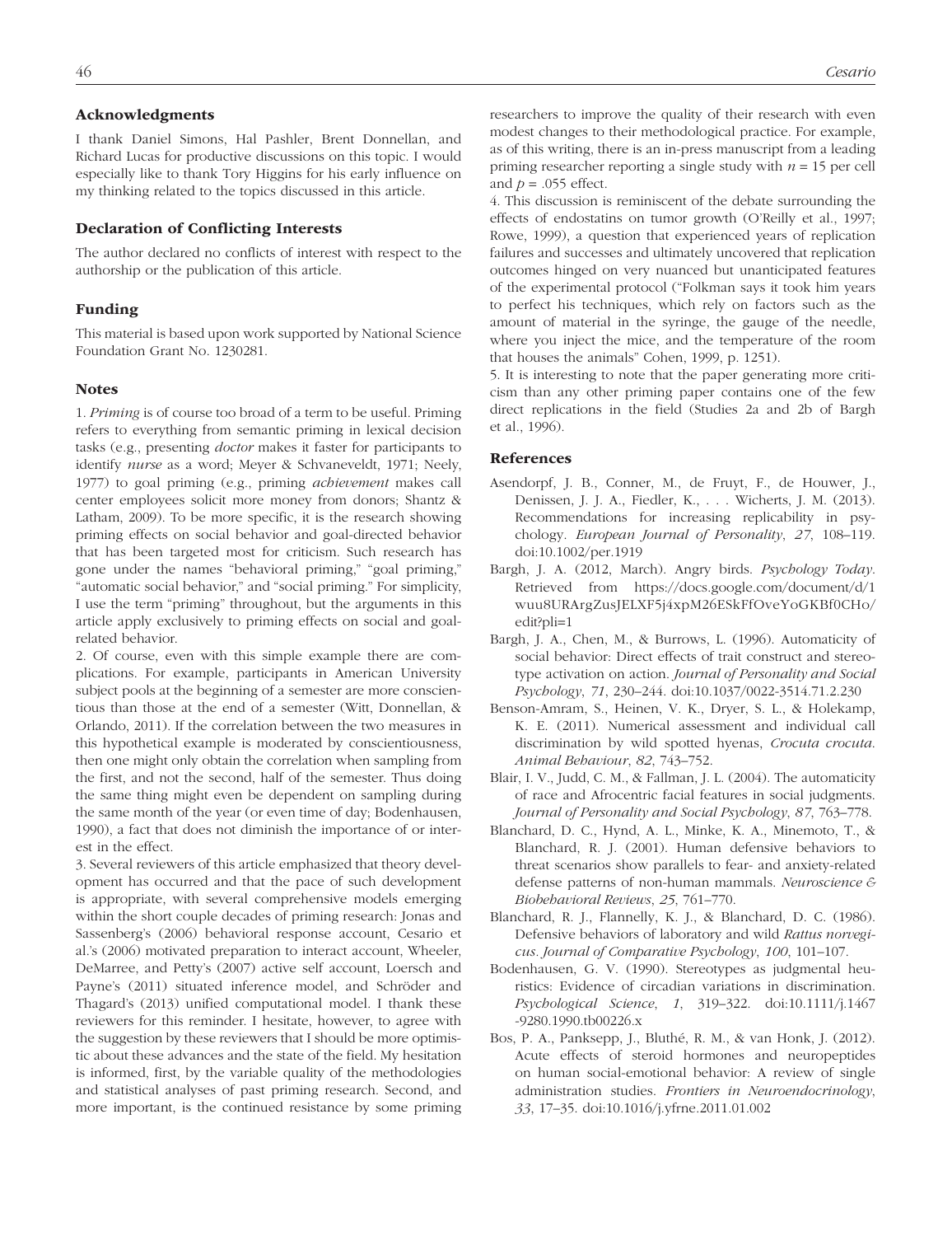## Acknowledgments

I thank Daniel Simons, Hal Pashler, Brent Donnellan, and Richard Lucas for productive discussions on this topic. I would especially like to thank Tory Higgins for his early influence on my thinking related to the topics discussed in this article.

## Declaration of Conflicting Interests

The author declared no conflicts of interest with respect to the authorship or the publication of this article.

## Funding

This material is based upon work supported by National Science Foundation Grant No. 1230281.

## Notes

1. *Priming* is of course too broad of a term to be useful. Priming refers to everything from semantic priming in lexical decision tasks (e.g., presenting *doctor* makes it faster for participants to identify *nurse* as a word; Meyer & Schvaneveldt, 1971; Neely, 1977) to goal priming (e.g., priming *achievement* makes call center employees solicit more money from donors; Shantz & Latham, 2009). To be more specific, it is the research showing priming effects on social behavior and goal-directed behavior that has been targeted most for criticism. Such research has gone under the names "behavioral priming," "goal priming," "automatic social behavior," and "social priming." For simplicity, I use the term "priming" throughout, but the arguments in this article apply exclusively to priming effects on social and goal-related behavior.

2. Of course, even with this simple example there are complications. For example, participants in American University subject pools at the beginning of a semester are more conscientious than those at the end of a semester (Witt, Donnellan, & Orlando, 2011). If the correlation between the two measures in this hypothetical example is moderated by conscientiousness, then one might only obtain the correlation when sampling from the first, and not the second, half of the semester. Thus doing the same thing might even be dependent on sampling during the same month of the year (or even time of day; Bodenhausen, 1990), a fact that does not diminish the importance of or interest in the effect.

3. Several reviewers of this article emphasized that theory development has occurred and that the pace of such development is appropriate, with several comprehensive models emerging within the short couple decades of priming research: Jonas and Sassenberg's (2006) behavioral response account, Cesario et al.'s (2006) motivated preparation to interact account, Wheeler, DeMarree, and Petty's (2007) active self account, Loersch and Payne's (2011) situated inference model, and Schröder and Thagard's (2013) unified computational model. I thank these reviewers for this reminder. I hesitate, however, to agree with the suggestion by these reviewers that I should be more optimistic about these advances and the state of the field. My hesitation is informed, first, by the variable quality of the methodologies and statistical analyses of past priming research. Second, and more important, is the continued resistance by some priming researchers to improve the quality of their research with even modest changes to their methodological practice. For example, as of this writing, there is an in-press manuscript from a leading priming researcher reporting a single study with $n = 15$ per cell and $p = .055$ effect.

4. This discussion is reminiscent of the debate surrounding the effects of endostatins on tumor growth (O'Reilly et al., 1997; Rowe, 1999), a question that experienced years of replication failures and successes and ultimately uncovered that replication outcomes hinged on very nuanced but unanticipated features of the experimental protocol ("Folkman says it took him years to perfect his techniques, which rely on factors such as the amount of material in the syringe, the gauge of the needle, where you inject the mice, and the temperature of the room that houses the animals" Cohen, 1999, p. 1251).

5. It is interesting to note that the paper generating more criticism than any other priming paper contains one of the few direct replications in the field (Studies 2a and 2b of Bargh et al., 1996).

## References

Asendorpf, J. B., Conner, M., de Fruyt, F., de Houwer, J., Denissen, J. J. A., Fiedler, K., . . . Wicherts, J. M. (2013). Recommendations for increasing replicability in psychology. *European Journal of Personality*, *27*, 108–119. doi:10.1002/per.1919

Bargh, J. A. (2012, March). Angry birds. *Psychology Today*. Retrieved from https://docs.google.com/document/d/1wuu8URArgZusJELXF5j4xpM26ESkFfOveYoGKBf0CHo/edit?pli=1

Bargh, J. A., Chen, M., & Burrows, L. (1996). Automaticity of social behavior: Direct effects of trait construct and stereotype activation on action. *Journal of Personality and Social Psychology*, *71*, 230–244. doi:10.1037/0022-3514.71.2.230

Benson-Amram, S., Heinen, V. K., Dryer, S. L., & Holekamp, K. E. (2011). Numerical assessment and individual call discrimination by wild spotted hyenas, *Crocuta crocuta*. *Animal Behaviour*, *82*, 743–752.

Blair, I. V., Judd, C. M., & Fallman, J. L. (2004). The automaticity of race and Afrocentric facial features in social judgments. *Journal of Personality and Social Psychology*, *87*, 763–778.

Blanchard, D. C., Hynd, A. L., Minke, K. A., Minemoto, T., & Blanchard, R. J. (2001). Human defensive behaviors to threat scenarios show parallels to fear- and anxiety-related defense patterns of non-human mammals. *Neuroscience & Biobehavioral Reviews*, *25*, 761–770.

Blanchard, R. J., Flannelly, K. J., & Blanchard, D. C. (1986). Defensive behaviors of laboratory and wild *Rattus norvegicus*. *Journal of Comparative Psychology*, *100*, 101–107.

Bodenhausen, G. V. (1990). Stereotypes as judgmental heuristics: Evidence of circadian variations in discrimination. *Psychological Science*, *1*, 319–322. doi:10.1111/j.1467-9280.1990.tb00226.x

Bos, P. A., Panksepp, J., Bluthé, R. M., & van Honk, J. (2012). Acute effects of steroid hormones and neuropeptides on human social-emotional behavior: A review of single administration studies. *Frontiers in Neuroendocrinology*, *33*, 17–35. doi:10.1016/j.yfrne.2011.01.002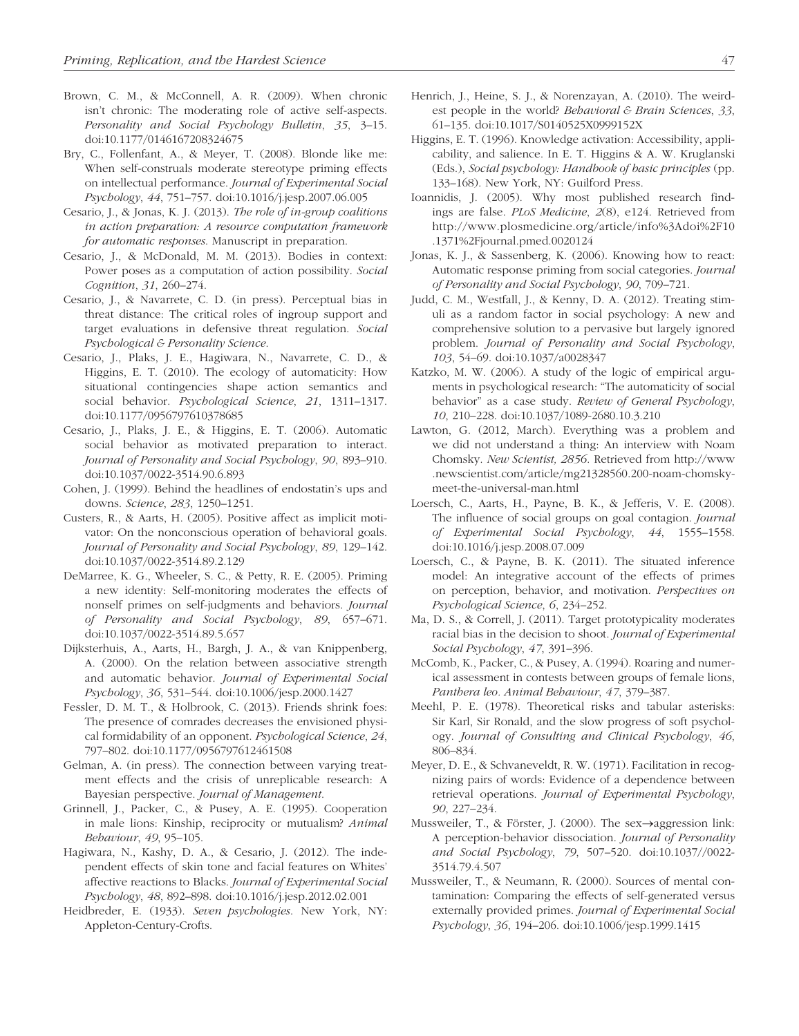Brown, C. M., & McConnell, A. R. (2009). When chronic isn't chronic: The moderating role of active self-aspects. *Personality and Social Psychology Bulletin*, *35*, 3–15. doi:10.1177/0146167208324675

Bry, C., Follenfant, A., & Meyer, T. (2008). Blonde like me: When self-construals moderate stereotype priming effects on intellectual performance. *Journal of Experimental Social Psychology*, *44*, 751–757. doi:10.1016/j.jesp.2007.06.005

Cesario, J., & Jonas, K. J. (2013). *The role of in-group coalitions in action preparation: A resource computation framework for automatic responses*. Manuscript in preparation.

Cesario, J., & McDonald, M. M. (2013). Bodies in context: Power poses as a computation of action possibility. *Social Cognition*, *31*, 260–274.

Cesario, J., & Navarrete, C. D. (in press). Perceptual bias in threat distance: The critical roles of ingroup support and target evaluations in defensive threat regulation. *Social Psychological & Personality Science*.

Cesario, J., Plaks, J. E., Hagiwara, N., Navarrete, C. D., & Higgins, E. T. (2010). The ecology of automaticity: How situational contingencies shape action semantics and social behavior. *Psychological Science*, *21*, 1311–1317. doi:10.1177/0956797610378685

Cesario, J., Plaks, J. E., & Higgins, E. T. (2006). Automatic social behavior as motivated preparation to interact. *Journal of Personality and Social Psychology*, *90*, 893–910. doi:10.1037/0022-3514.90.6.893

Cohen, J. (1999). Behind the headlines of endostatin's ups and downs. *Science*, *283*, 1250–1251.

Custers, R., & Aarts, H. (2005). Positive affect as implicit motivator: On the nonconscious operation of behavioral goals. *Journal of Personality and Social Psychology*, *89*, 129–142. doi:10.1037/0022-3514.89.2.129

DeMarree, K. G., Wheeler, S. C., & Petty, R. E. (2005). Priming a new identity: Self-monitoring moderates the effects of nonself primes on self-judgments and behaviors. *Journal of Personality and Social Psychology*, *89*, 657–671. doi:10.1037/0022-3514.89.5.657

Dijksterhuis, A., Aarts, H., Bargh, J. A., & van Knippenberg, A. (2000). On the relation between associative strength and automatic behavior. *Journal of Experimental Social Psychology*, *36*, 531–544. doi:10.1006/jesp.2000.1427

Fessler, D. M. T., & Holbrook, C. (2013). Friends shrink foes: The presence of comrades decreases the envisioned physical formidability of an opponent. *Psychological Science*, *24*, 797–802. doi:10.1177/0956797612461508

Gelman, A. (in press). The connection between varying treatment effects and the crisis of unreplicable research: A Bayesian perspective. *Journal of Management*.

Grinnell, J., Packer, C., & Pusey, A. E. (1995). Cooperation in male lions: Kinship, reciprocity or mutualism? *Animal Behaviour*, *49*, 95–105.

Hagiwara, N., Kashy, D. A., & Cesario, J. (2012). The independent effects of skin tone and facial features on Whites' affective reactions to Blacks. *Journal of Experimental Social Psychology*, *48*, 892–898. doi:10.1016/j.jesp.2012.02.001

Heidbreder, E. (1933). *Seven psychologies*. New York, NY: Appleton-Century-Crofts.

Henrich, J., Heine, S. J., & Norenzayan, A. (2010). The weirdest people in the world? *Behavioral & Brain Sciences*, *33*, 61–135. doi:10.1017/S0140525X0999152X

Higgins, E. T. (1996). Knowledge activation: Accessibility, applicability, and salience. In E. T. Higgins & A. W. Kruglanski (Eds.), *Social psychology: Handbook of basic principles* (pp. 133–168). New York, NY: Guilford Press.

Ioannidis, J. (2005). Why most published research findings are false. *PLoS Medicine*, *2*(8), e124. Retrieved from http://www.plosmedicine.org/article/info%3Adoi%2F10.1371%2Fjournal.pmed.0020124

Jonas, K. J., & Sassenberg, K. (2006). Knowing how to react: Automatic response priming from social categories. *Journal of Personality and Social Psychology*, *90*, 709–721.

Judd, C. M., Westfall, J., & Kenny, D. A. (2012). Treating stimuli as a random factor in social psychology: A new and comprehensive solution to a pervasive but largely ignored problem. *Journal of Personality and Social Psychology*, *103*, 54–69. doi:10.1037/a0028347

Katzko, M. W. (2006). A study of the logic of empirical arguments in psychological research: "The automaticity of social behavior" as a case study. *Review of General Psychology*, *10*, 210–228. doi:10.1037/1089-2680.10.3.210

Lawton, G. (2012, March). Everything was a problem and we did not understand a thing: An interview with Noam Chomsky. *New Scientist, 2856*. Retrieved from http://www.newscientist.com/article/mg21328560.200-noam-chomsky-meet-the-universal-man.html

Loersch, C., Aarts, H., Payne, B. K., & Jefferis, V. E. (2008). The influence of social groups on goal contagion. *Journal of Experimental Social Psychology*, *44*, 1555–1558. doi:10.1016/j.jesp.2008.07.009

Loersch, C., & Payne, B. K. (2011). The situated inference model: An integrative account of the effects of primes on perception, behavior, and motivation. *Perspectives on Psychological Science*, *6*, 234–252.

Ma, D. S., & Correll, J. (2011). Target prototypicality moderates racial bias in the decision to shoot. *Journal of Experimental Social Psychology*, *47*, 391–396.

McComb, K., Packer, C., & Pusey, A. (1994). Roaring and numerical assessment in contests between groups of female lions, *Panthera leo*. *Animal Behaviour*, *47*, 379–387.

Meehl, P. E. (1978). Theoretical risks and tabular asterisks: Sir Karl, Sir Ronald, and the slow progress of soft psychology. *Journal of Consulting and Clinical Psychology*, *46*, 806–834.

Meyer, D. E., & Schvaneveldt, R. W. (1971). Facilitation in recognizing pairs of words: Evidence of a dependence between retrieval operations. *Journal of Experimental Psychology*, *90*, 227–234.

Mussweiler, T., & Förster, J. (2000). The sex→aggression link: A perception-behavior dissociation. *Journal of Personality and Social Psychology*, *79*, 507–520. doi:10.1037//0022-3514.79.4.507

Mussweiler, T., & Neumann, R. (2000). Sources of mental contamination: Comparing the effects of self-generated versus externally provided primes. *Journal of Experimental Social Psychology*, *36*, 194–206. doi:10.1006/jesp.1999.1415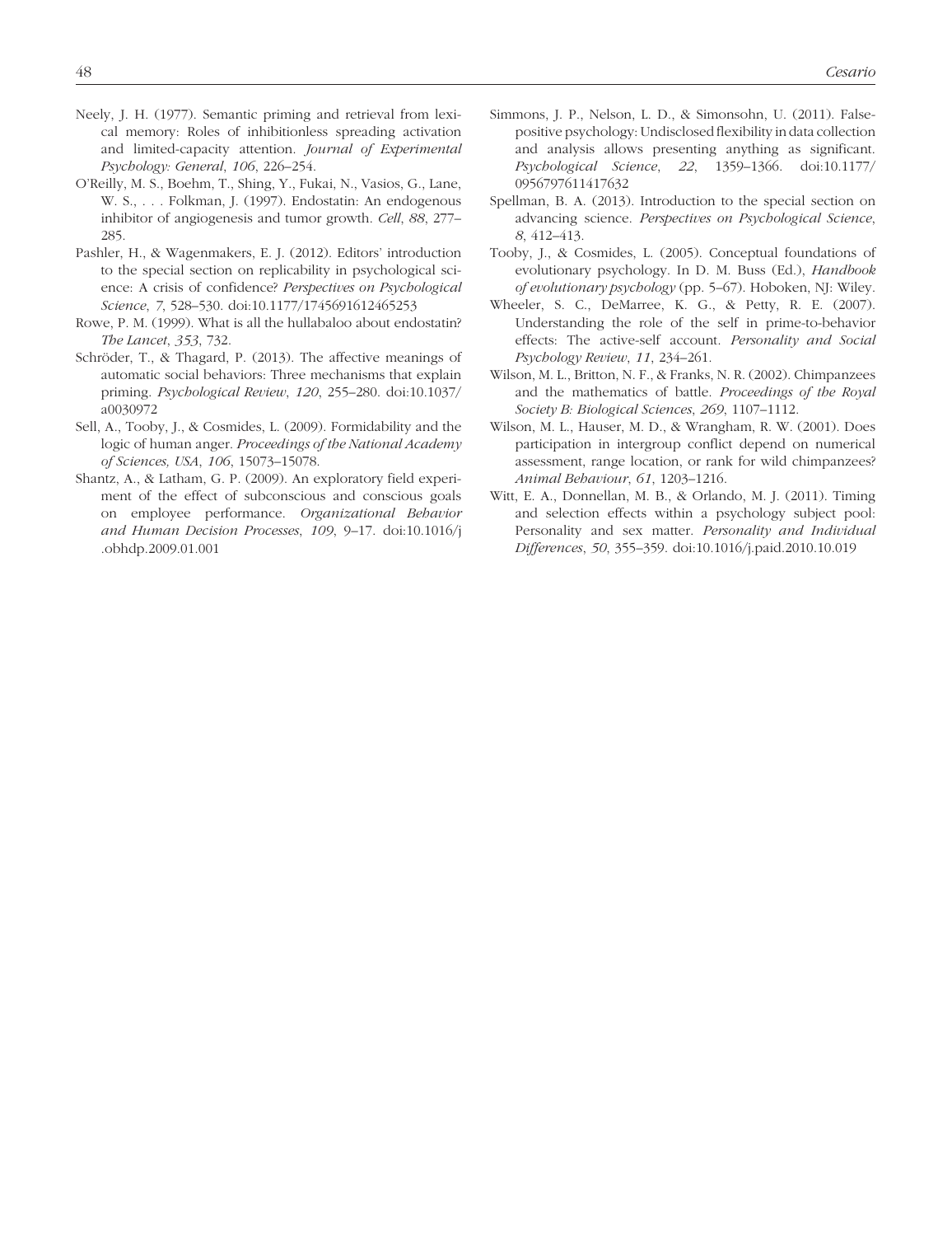Neely, J. H. (1977). Semantic priming and retrieval from lexical memory: Roles of inhibitionless spreading activation and limited-capacity attention. *Journal of Experimental Psychology: General*, *106*, 226–254.

O'Reilly, M. S., Boehm, T., Shing, Y., Fukai, N., Vasios, G., Lane, W. S., . . . Folkman, J. (1997). Endostatin: An endogenous inhibitor of angiogenesis and tumor growth. *Cell*, *88*, 277–285.

Pashler, H., & Wagenmakers, E. J. (2012). Editors' introduction to the special section on replicability in psychological science: A crisis of confidence? *Perspectives on Psychological Science*, *7*, 528–530. doi:10.1177/1745691612465253

Rowe, P. M. (1999). What is all the hullabaloo about endostatin? *The Lancet*, *353*, 732.

Schröder, T., & Thagard, P. (2013). The affective meanings of automatic social behaviors: Three mechanisms that explain priming. *Psychological Review*, *120*, 255–280. doi:10.1037/a0030972

Sell, A., Tooby, J., & Cosmides, L. (2009). Formidability and the logic of human anger. *Proceedings of the National Academy of Sciences, USA*, *106*, 15073–15078.

Shantz, A., & Latham, G. P. (2009). An exploratory field experiment of the effect of subconscious and conscious goals on employee performance. *Organizational Behavior and Human Decision Processes*, *109*, 9–17. doi:10.1016/j.obhdp.2009.01.001

Simmons, J. P., Nelson, L. D., & Simonsohn, U. (2011). False-positive psychology: Undisclosed flexibility in data collection and analysis allows presenting anything as significant. *Psychological Science*, *22*, 1359–1366. doi:10.1177/0956797611417632

Spellman, B. A. (2013). Introduction to the special section on advancing science. *Perspectives on Psychological Science*, *8*, 412–413.

Tooby, J., & Cosmides, L. (2005). Conceptual foundations of evolutionary psychology. In D. M. Buss (Ed.), *Handbook of evolutionary psychology* (pp. 5–67). Hoboken, NJ: Wiley.

Wheeler, S. C., DeMarree, K. G., & Petty, R. E. (2007). Understanding the role of the self in prime-to-behavior effects: The active-self account. *Personality and Social Psychology Review*, *11*, 234–261.

Wilson, M. L., Britton, N. F., & Franks, N. R. (2002). Chimpanzees and the mathematics of battle. *Proceedings of the Royal Society B: Biological Sciences*, *269*, 1107–1112.

Wilson, M. L., Hauser, M. D., & Wrangham, R. W. (2001). Does participation in intergroup conflict depend on numerical assessment, range location, or rank for wild chimpanzees? *Animal Behaviour*, *61*, 1203–1216.

Witt, E. A., Donnellan, M. B., & Orlando, M. J. (2011). Timing and selection effects within a psychology subject pool: Personality and sex matter. *Personality and Individual Differences*, *50*, 355–359. doi:10.1016/j.paid.2010.10.019